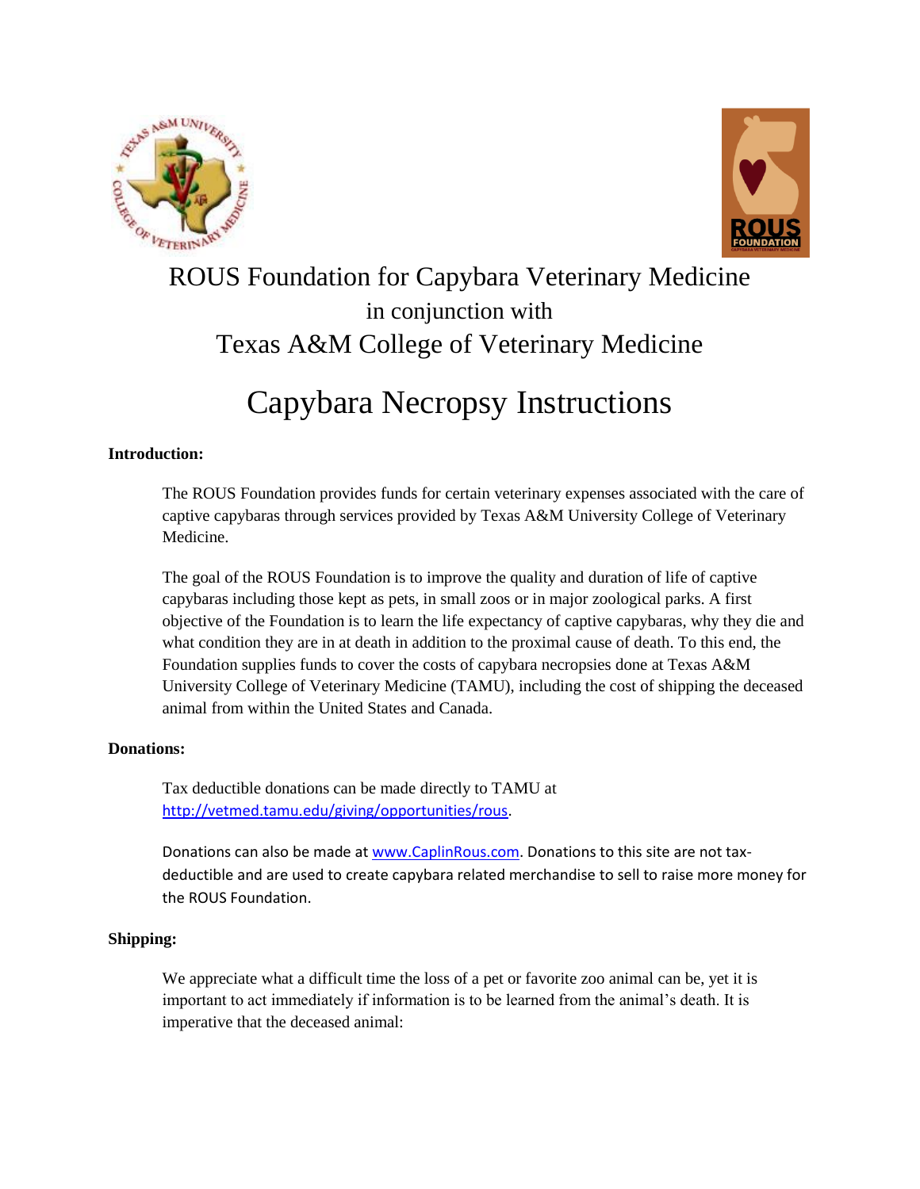# ROUS Foundation for Capybara Veterinary Medicine

in conjunction with

Texas A&M College of Veterinary Medicine

# Capybara Necropsy Instructions

**Introduction:**

The ROUS Foundation provides funds for certain veterinary expenses associated with the care of captive capybaras through services provided by Texas A&M University College of Veterinary Medicine.

The goal of the ROUS Foundation is to improve the quality and duration of life of captive capybaras including those kept as pets, in small zoos or in major zoological parks. A first objective of the Foundation is to learn the life expectancy of captive capybaras, why they die and what condition they are in at death in addition to the proximal cause of death. To this end, the Foundation supplies funds to cover the costs of capybara necropsies done at Texas A&M University College of Veterinary Medicine (TAMU), including the cost of shipping the deceased animal from within the United States and Canada.

**Donations:**

Tax deductible donations can be made directly to TAMU at [http://vetmed.tamu.edu/giving/opportunities/rous](http://vetmed.tamu.edu/giving/opportunities/rous).

Donations can also be made at [www.CaplinRous.com](http://www.CaplinRous.com). Donations to this site are not tax-deductible and are used to create capybara related merchandise to sell to raise more money for the ROUS Foundation.

**Shipping:**

We appreciate what a difficult time the loss of a pet or favorite zoo animal can be, yet it is important to act immediately if information is to be learned from the animal's death. It is imperative that the deceased animal: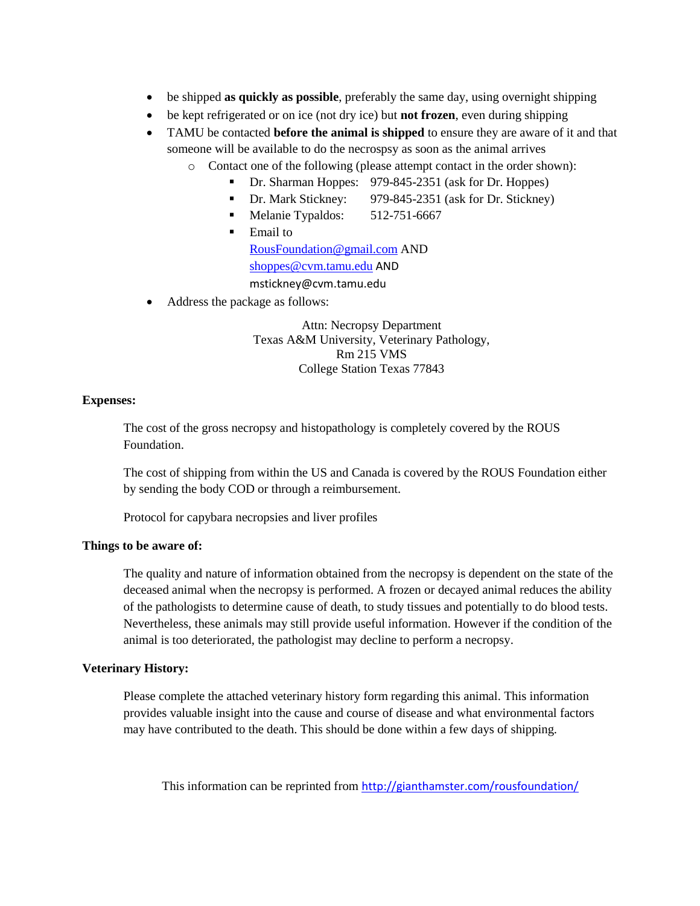- be shipped **as quickly as possible**, preferably the same day, using overnight shipping
- be kept refrigerated or on ice (not dry ice) but **not frozen**, even during shipping
- TAMU be contacted **before the animal is shipped** to ensure they are aware of it and that someone will be available to do the necrospsy as soon as the animal arrives
  - Contact one of the following (please attempt contact in the order shown):
    - Dr. Sharman Hoppes: 979-845-2351 (ask for Dr. Hoppes)
    - Dr. Mark Stickney: 979-845-2351 (ask for Dr. Stickney)
    - Melanie Typaldos: 512-751-6667
    - Email to RousFoundation@gmail.com AND shoppes@cvm.tamu.edu AND mstickney@cvm.tamu.edu
- Address the package as follows:

Attn: Necropsy Department
Texas A&M University, Veterinary Pathology,
Rm 215 VMS
College Station Texas 77843

**Expenses:**

The cost of the gross necropsy and histopathology is completely covered by the ROUS Foundation.

The cost of shipping from within the US and Canada is covered by the ROUS Foundation either by sending the body COD or through a reimbursement.

Protocol for capybara necropsies and liver profiles

**Things to be aware of:**

The quality and nature of information obtained from the necropsy is dependent on the state of the deceased animal when the necropsy is performed. A frozen or decayed animal reduces the ability of the pathologists to determine cause of death, to study tissues and potentially to do blood tests. Nevertheless, these animals may still provide useful information. However if the condition of the animal is too deteriorated, the pathologist may decline to perform a necropsy.

**Veterinary History:**

Please complete the attached veterinary history form regarding this animal. This information provides valuable insight into the cause and course of disease and what environmental factors may have contributed to the death. This should be done within a few days of shipping.

This information can be reprinted from http://gianthamster.com/rousfoundation/